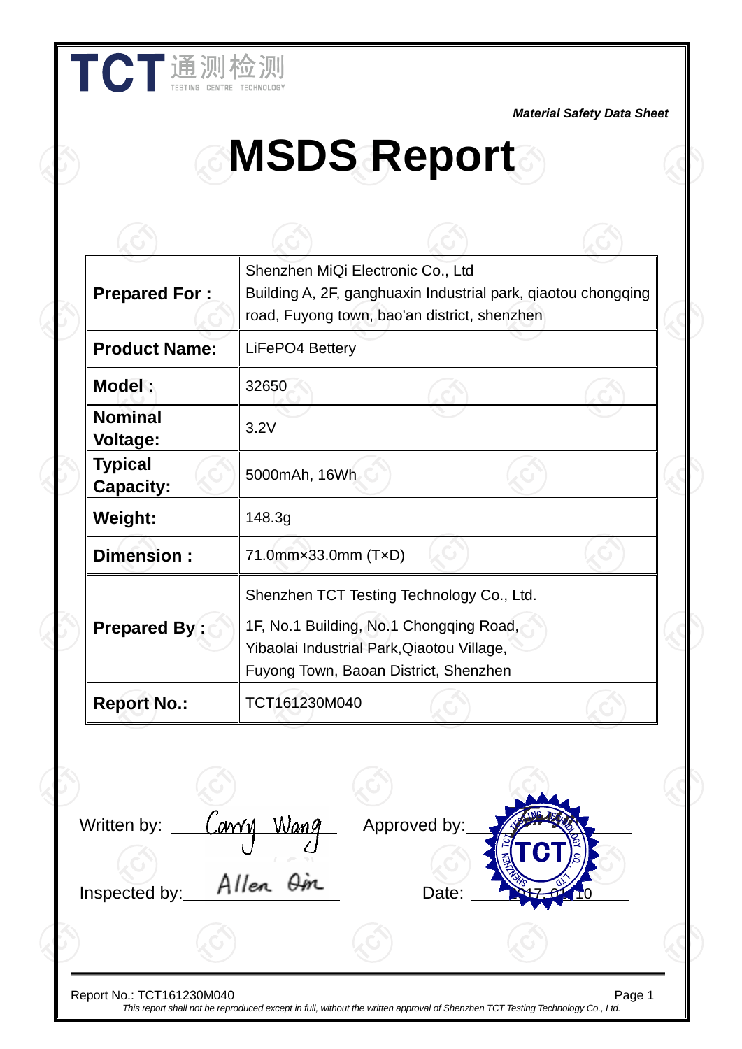TCT 通测检测
TESTING CENTRE TECHNOLOGY

*Material Safety Data Sheet*

# MSDS Report

| | |
|---|---|
| **Prepared For :** | Shenzhen MiQi Electronic Co., Ltd<br>Building A, 2F, ganghuaxin Industrial park, qiaotou chongqing road, Fuyong town, bao'an district, shenzhen |
| **Product Name:** | LiFePO4 Bettery |
| **Model :** | 32650 |
| **Nominal Voltage:** | 3.2V |
| **Typical Capacity:** | 5000mAh, 16Wh |
| **Weight:** | 148.3g |
| **Dimension :** | 71.0mm×33.0mm (T×D) |
| **Prepared By :** | Shenzhen TCT Testing Technology Co., Ltd.<br>1F, No.1 Building, No.1 Chongqing Road, Yibaolai Industrial Park,Qiaotou Village, Fuyong Town, Baoan District, Shenzhen |
| **Report No.:** | TCT161230M040 |

Written by: Carry Wang          Approved by: ____________

Inspected by: Allen Qin          Date: 2017. 01. 10

Report No.: TCT161230M040

*This report shall not be reproduced except in full, without the written approval of Shenzhen TCT Testing Technology Co., Ltd.*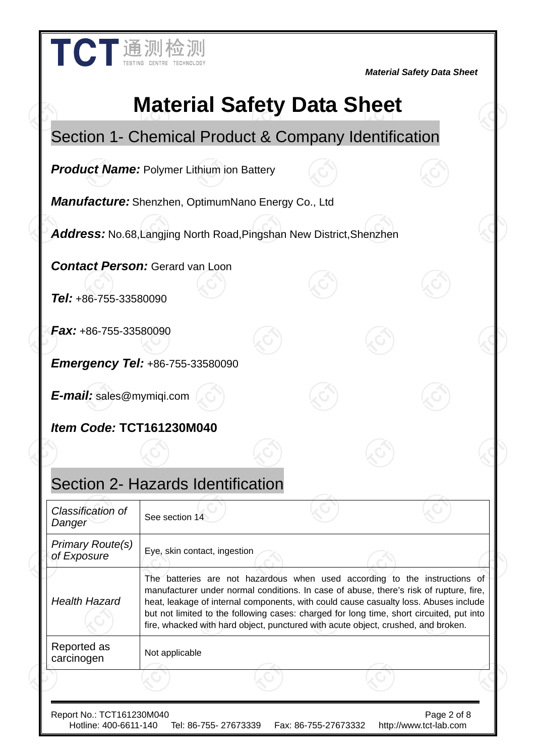# Material Safety Data Sheet

## Section 1- Chemical Product & Company Identification

***Product Name:*** Polymer Lithium ion Battery

***Manufacture:*** Shenzhen, OptimumNano Energy Co., Ltd

***Address:*** No.68,Langjing North Road,Pingshan New District,Shenzhen

***Contact Person:*** Gerard van Loon

***Tel:*** +86-755-33580090

***Fax:*** +86-755-33580090

***Emergency Tel:*** +86-755-33580090

***E-mail:*** sales@mymiqi.com

***Item Code:* TCT161230M040**

## Section 2- Hazards Identification

| | |
|---|---|
| *Classification of Danger* | See section 14 |
| *Primary Route(s) of Exposure* | Eye, skin contact, ingestion |
| *Health Hazard* | The batteries are not hazardous when used according to the instructions of manufacturer under normal conditions. In case of abuse, there's risk of rupture, fire, heat, leakage of internal components, with could cause casualty loss. Abuses include but not limited to the following cases: charged for long time, short circuited, put into fire, whacked with hard object, punctured with acute object, crushed, and broken. |
| Reported as carcinogen | Not applicable |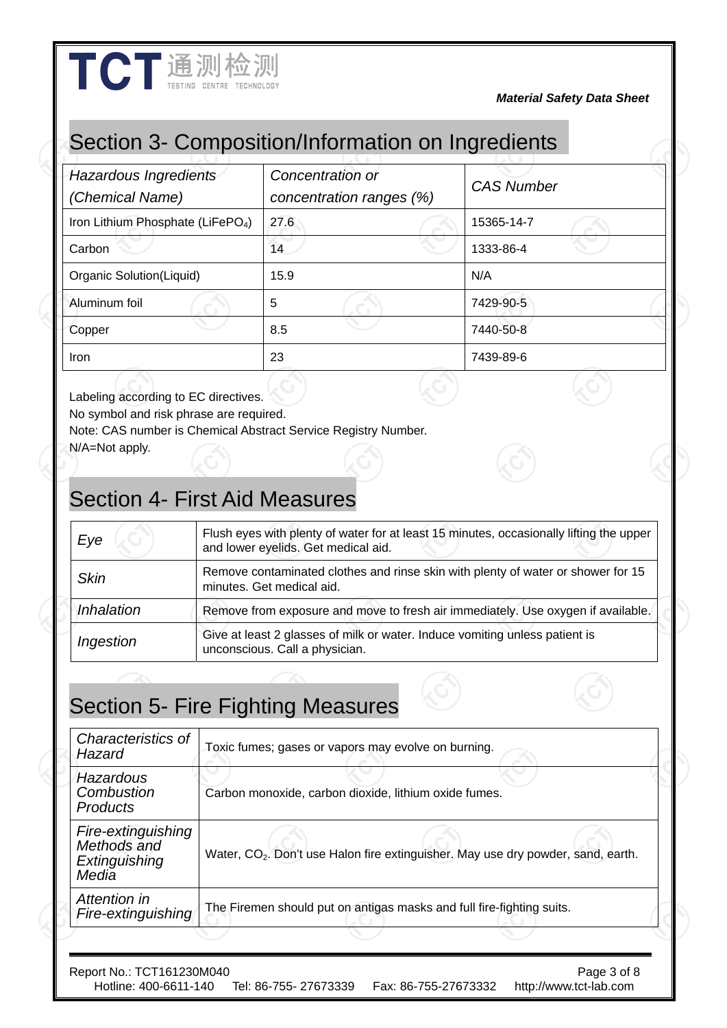## Section 3- Composition/Information on Ingredients

| *Hazardous Ingredients (Chemical Name)* | *Concentration or concentration ranges (%)* | *CAS Number* |
|---|---|---|
| Iron Lithium Phosphate ($LiFePO_4$) | 27.6 | 15365-14-7 |
| Carbon | 14 | 1333-86-4 |
| Organic Solution(Liquid) | 15.9 | N/A |
| Aluminum foil | 5 | 7429-90-5 |
| Copper | 8.5 | 7440-50-8 |
| Iron | 23 | 7439-89-6 |

Labeling according to EC directives.
No symbol and risk phrase are required.
Note: CAS number is Chemical Abstract Service Registry Number.
N/A=Not apply.

## Section 4- First Aid Measures

| | |
|---|---|
| *Eye* | Flush eyes with plenty of water for at least 15 minutes, occasionally lifting the upper and lower eyelids. Get medical aid. |
| *Skin* | Remove contaminated clothes and rinse skin with plenty of water or shower for 15 minutes. Get medical aid. |
| *Inhalation* | Remove from exposure and move to fresh air immediately. Use oxygen if available. |
| *Ingestion* | Give at least 2 glasses of milk or water. Induce vomiting unless patient is unconscious. Call a physician. |

## Section 5- Fire Fighting Measures

| | |
|---|---|
| *Characteristics of Hazard* | Toxic fumes; gases or vapors may evolve on burning. |
| *Hazardous Combustion Products* | Carbon monoxide, carbon dioxide, lithium oxide fumes. |
| *Fire-extinguishing Methods and Extinguishing Media* | Water, $CO_2$. Don't use Halon fire extinguisher. May use dry powder, sand, earth. |
| *Attention in Fire-extinguishing* | The Firemen should put on antigas masks and full fire-fighting suits. |

Report No.: TCT161230M040
Hotline: 400-6611-140 Tel: 86-755- 27673339 Fax: 86-755-27673332 http://www.tct-lab.com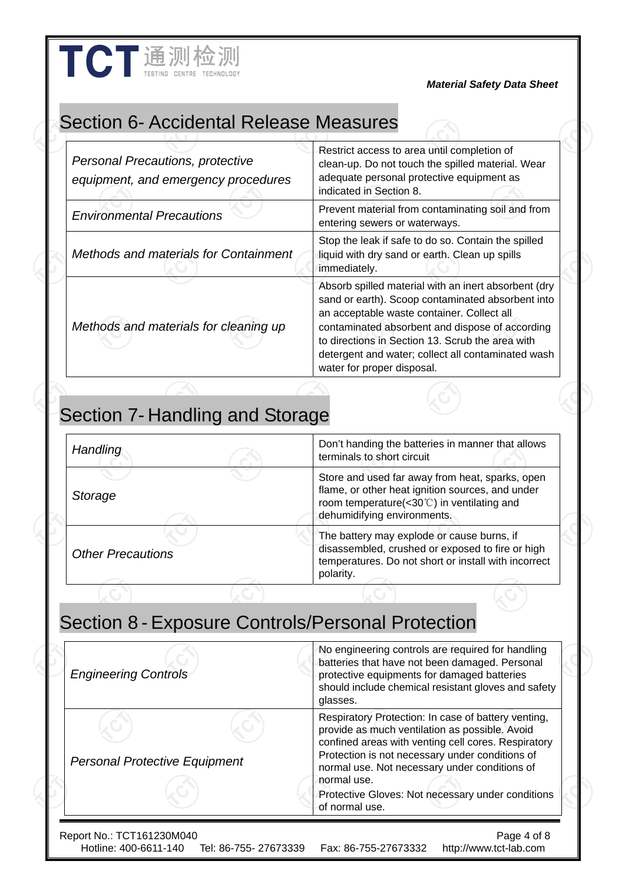## Section 6- Accidental Release Measures

| | |
|---|---|
| *Personal Precautions, protective equipment, and emergency procedures* | Restrict access to area until completion of clean-up. Do not touch the spilled material. Wear adequate personal protective equipment as indicated in Section 8. |
| *Environmental Precautions* | Prevent material from contaminating soil and from entering sewers or waterways. |
| *Methods and materials for Containment* | Stop the leak if safe to do so. Contain the spilled liquid with dry sand or earth. Clean up spills immediately. |
| *Methods and materials for cleaning up* | Absorb spilled material with an inert absorbent (dry sand or earth). Scoop contaminated absorbent into an acceptable waste container. Collect all contaminated absorbent and dispose of according to directions in Section 13. Scrub the area with detergent and water; collect all contaminated wash water for proper disposal. |

## Section 7- Handling and Storage

| | |
|---|---|
| *Handling* | Don't handing the batteries in manner that allows terminals to short circuit |
| *Storage* | Store and used far away from heat, sparks, open flame, or other heat ignition sources, and under room temperature(<30℃) in ventilating and dehumidifying environments. |
| *Other Precautions* | The battery may explode or cause burns, if disassembled, crushed or exposed to fire or high temperatures. Do not short or install with incorrect polarity. |

## Section 8 - Exposure Controls/Personal Protection

| | |
|---|---|
| *Engineering Controls* | No engineering controls are required for handling batteries that have not been damaged. Personal protective equipments for damaged batteries should include chemical resistant gloves and safety glasses. |
| *Personal Protective Equipment* | Respiratory Protection: In case of battery venting, provide as much ventilation as possible. Avoid confined areas with venting cell cores. Respiratory Protection is not necessary under conditions of normal use. Not necessary under conditions of normal use.<br>Protective Gloves: Not necessary under conditions of normal use. |

Report No.: TCT161230M040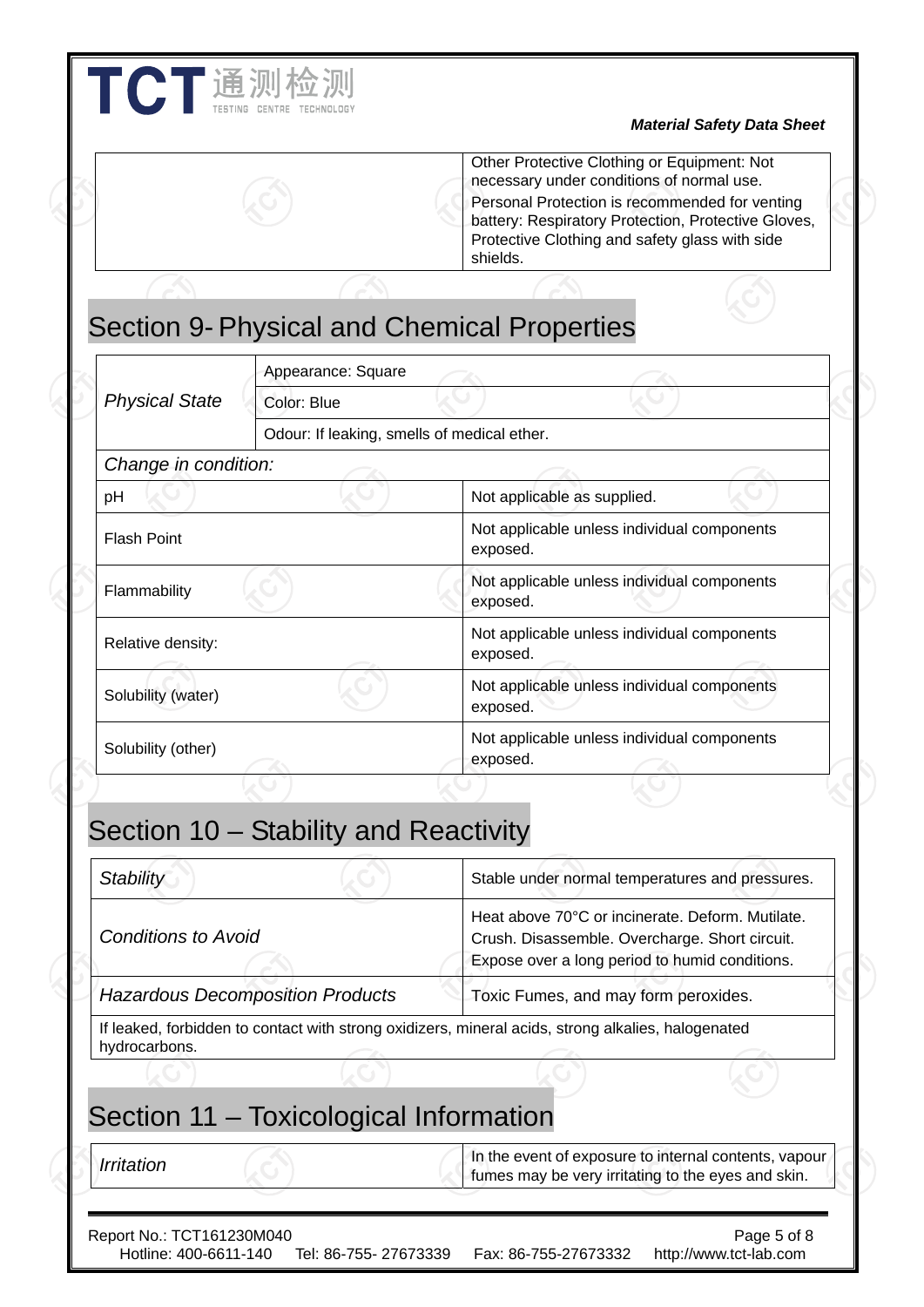| | Other Protective Clothing or Equipment: Not necessary under conditions of normal use.<br>Personal Protection is recommended for venting battery: Respiratory Protection, Protective Gloves, Protective Clothing and safety glass with side shields. |
|---|---|

## Section 9- Physical and Chemical Properties

| *Physical State* | Appearance: Square |
|---|---|
| | Color: Blue |
| | Odour: If leaking, smells of medical ether. |
| *Change in condition:* | |
| pH | Not applicable as supplied. |
| Flash Point | Not applicable unless individual components exposed. |
| Flammability | Not applicable unless individual components exposed. |
| Relative density: | Not applicable unless individual components exposed. |
| Solubility (water) | Not applicable unless individual components exposed. |
| Solubility (other) | Not applicable unless individual components exposed. |

## Section 10 – Stability and Reactivity

| *Stability* | Stable under normal temperatures and pressures. |
|---|---|
| *Conditions to Avoid* | Heat above 70°C or incinerate. Deform. Mutilate. Crush. Disassemble. Overcharge. Short circuit. Expose over a long period to humid conditions. |
| *Hazardous Decomposition Products* | Toxic Fumes, and may form peroxides. |
| If leaked, forbidden to contact with strong oxidizers, mineral acids, strong alkalies, halogenated hydrocarbons. | |

## Section 11 – Toxicological Information

| *Irritation* | In the event of exposure to internal contents, vapour fumes may be very irritating to the eyes and skin. |
|---|---|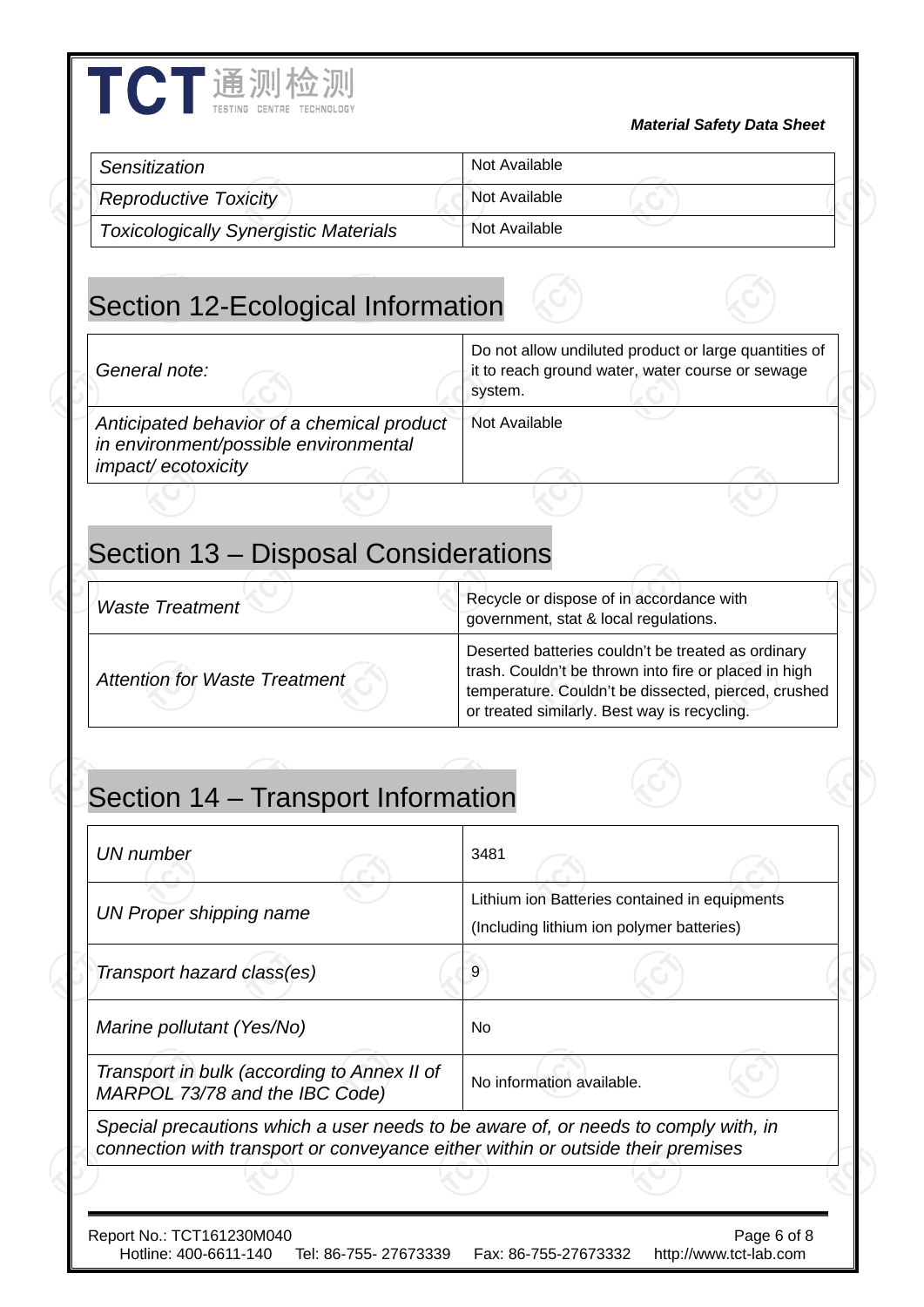| Sensitization | Not Available |
|---|---|
| Reproductive Toxicity | Not Available |
| Toxicologically Synergistic Materials | Not Available |

## Section 12-Ecological Information

| General note: | Do not allow undiluted product or large quantities of it to reach ground water, water course or sewage system. |
|---|---|
| Anticipated behavior of a chemical product in environment/possible environmental impact/ ecotoxicity | Not Available |

## Section 13 – Disposal Considerations

| Waste Treatment | Recycle or dispose of in accordance with government, stat & local regulations. |
|---|---|
| Attention for Waste Treatment | Deserted batteries couldn't be treated as ordinary trash. Couldn't be thrown into fire or placed in high temperature. Couldn't be dissected, pierced, crushed or treated similarly. Best way is recycling. |

## Section 14 – Transport Information

| UN number | 3481 |
|---|---|
| UN Proper shipping name | Lithium ion Batteries contained in equipments (Including lithium ion polymer batteries) |
| Transport hazard class(es) | 9 |
| Marine pollutant (Yes/No) | No |
| Transport in bulk (according to Annex II of MARPOL 73/78 and the IBC Code) | No information available. |
| Special precautions which a user needs to be aware of, or needs to comply with, in connection with transport or conveyance either within or outside their premises | |

Report No.: TCT161230M040

Hotline: 400-6611-140 Tel: 86-755- 27673339 Fax: 86-755-27673332 http://www.tct-lab.com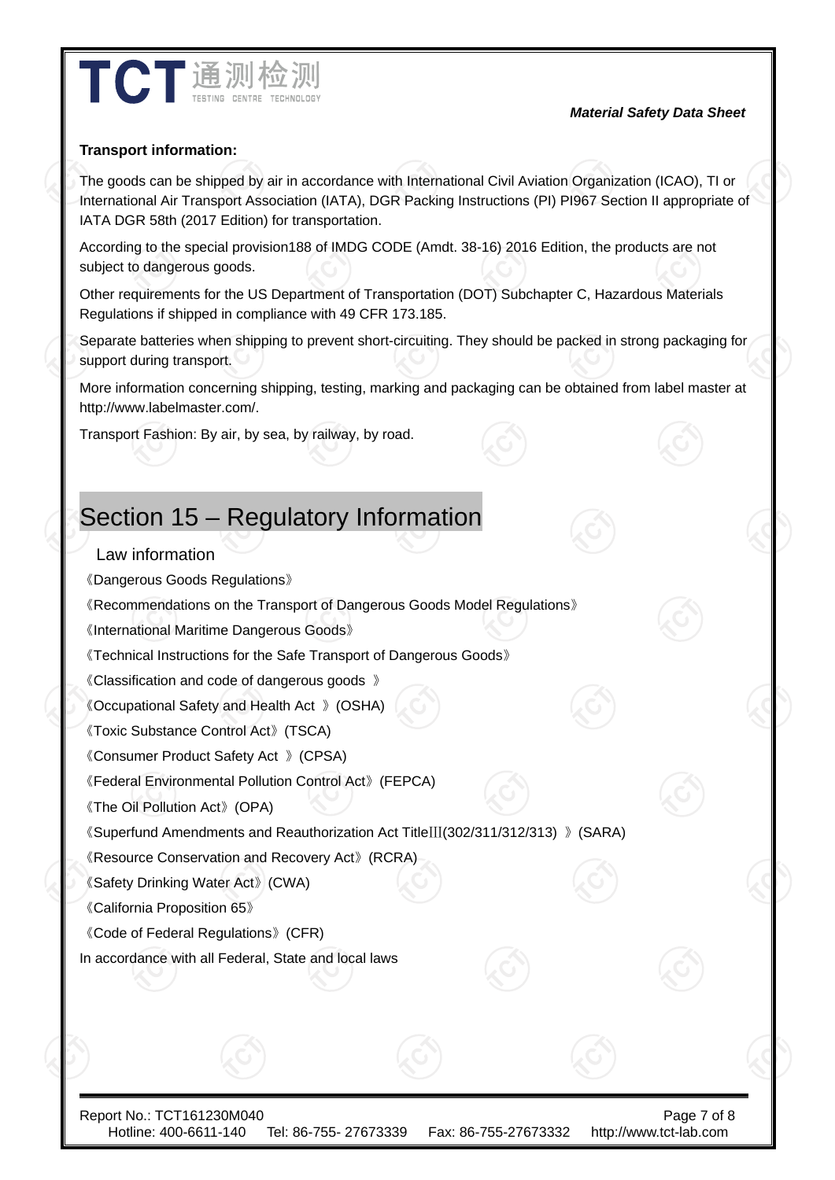**Transport information:**

The goods can be shipped by air in accordance with International Civil Aviation Organization (ICAO), TI or International Air Transport Association (IATA), DGR Packing Instructions (PI) PI967 Section II appropriate of IATA DGR 58th (2017 Edition) for transportation.

According to the special provision188 of IMDG CODE (Amdt. 38-16) 2016 Edition, the products are not subject to dangerous goods.

Other requirements for the US Department of Transportation (DOT) Subchapter C, Hazardous Materials Regulations if shipped in compliance with 49 CFR 173.185.

Separate batteries when shipping to prevent short-circuiting. They should be packed in strong packaging for support during transport.

More information concerning shipping, testing, marking and packaging can be obtained from label master at http://www.labelmaster.com/.

Transport Fashion: By air, by sea, by railway, by road.

# Section 15 – Regulatory Information

Law information

《Dangerous Goods Regulations》

《Recommendations on the Transport of Dangerous Goods Model Regulations》

《International Maritime Dangerous Goods》

《Technical Instructions for the Safe Transport of Dangerous Goods》

《Classification and code of dangerous goods 》

《Occupational Safety and Health Act 》(OSHA)

《Toxic Substance Control Act》(TSCA)

《Consumer Product Safety Act 》(CPSA)

《Federal Environmental Pollution Control Act》(FEPCA)

《The Oil Pollution Act》(OPA)

《Superfund Amendments and Reauthorization Act TitleⅢ(302/311/312/313) 》(SARA)

《Resource Conservation and Recovery Act》(RCRA)

《Safety Drinking Water Act》(CWA)

《California Proposition 65》

《Code of Federal Regulations》(CFR)

In accordance with all Federal, State and local laws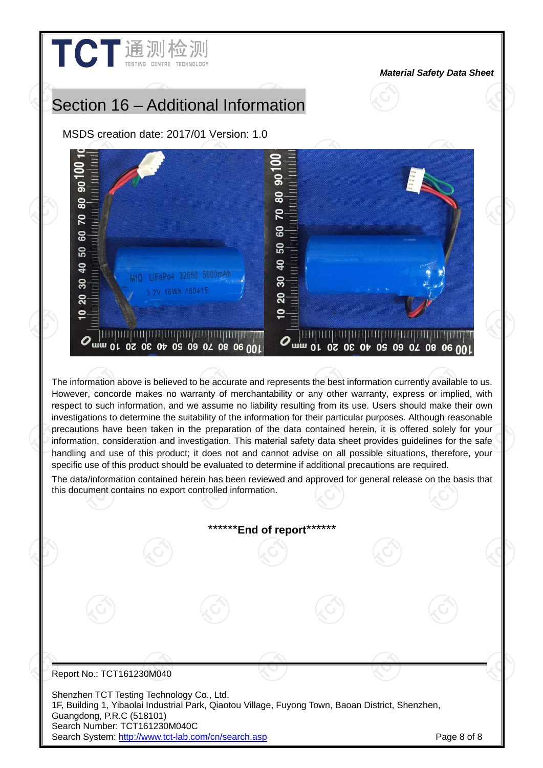## Section 16 – Additional Information

MSDS creation date: 2017/01 Version: 1.0

The information above is believed to be accurate and represents the best information currently available to us. However, concorde makes no warranty of merchantability or any other warranty, express or implied, with respect to such information, and we assume no liability resulting from its use. Users should make their own investigations to determine the suitability of the information for their particular purposes. Although reasonable precautions have been taken in the preparation of the data contained herein, it is offered solely for your information, consideration and investigation. This material safety data sheet provides guidelines for the safe handling and use of this product; it does not and cannot advise on all possible situations, therefore, your specific use of this product should be evaluated to determine if additional precautions are required.

The data/information contained herein has been reviewed and approved for general release on the basis that this document contains no export controlled information.

******End of report******

Report No.: TCT161230M040

Shenzhen TCT Testing Technology Co., Ltd.
1F, Building 1, Yibaolai Industrial Park, Qiaotou Village, Fuyong Town, Baoan District, Shenzhen, Guangdong, P.R.C (518101)
Search Number: TCT161230M040C
Search System: http://www.tct-lab.com/cn/search.asp